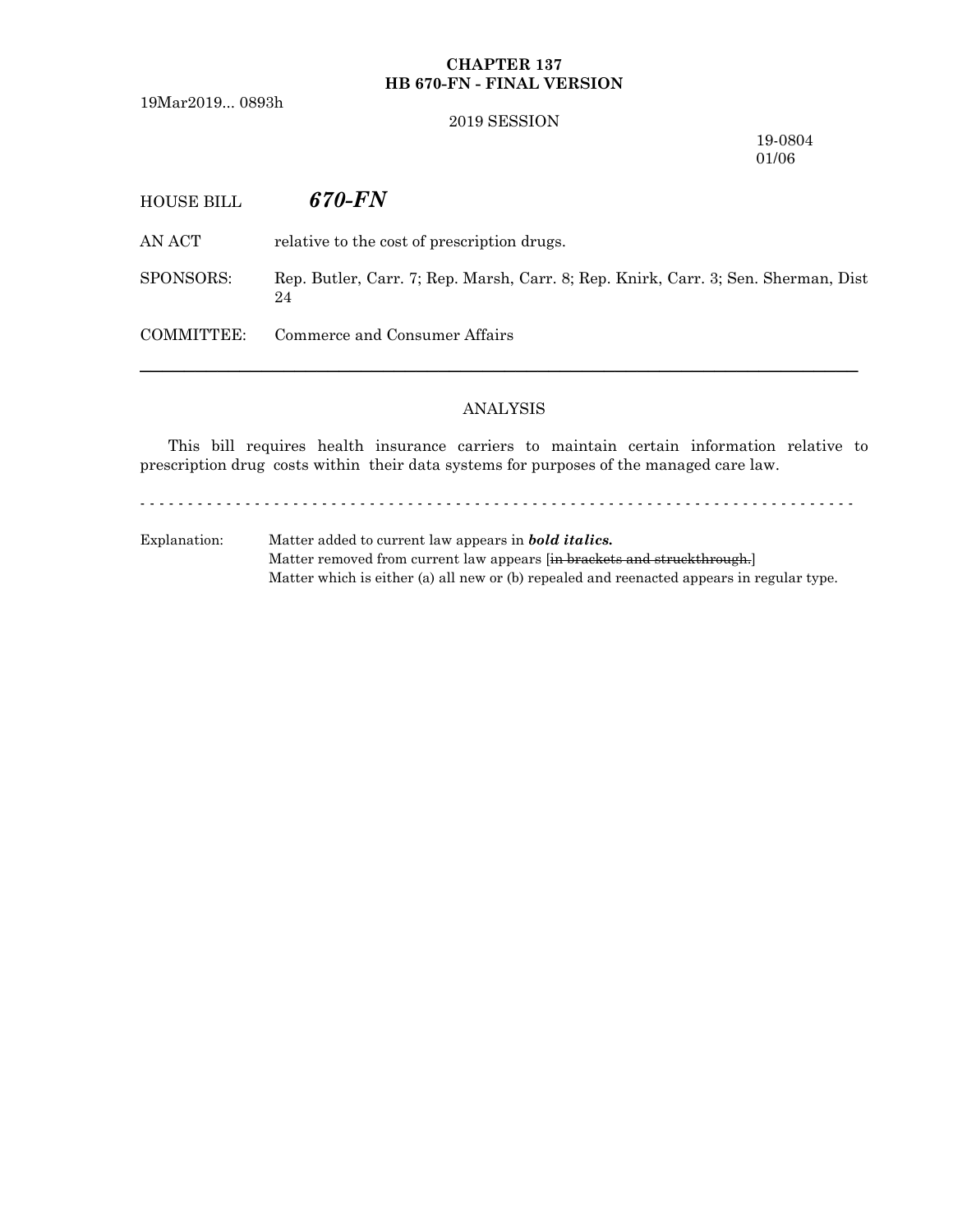**CHAPTER 137**
**HB 670-FN - FINAL VERSION**

19Mar2019... 0893h

2019 SESSION

19-0804
01/06

HOUSE BILL ***670-FN***

AN ACT relative to the cost of prescription drugs.

SPONSORS: Rep. Butler, Carr. 7; Rep. Marsh, Carr. 8; Rep. Knirk, Carr. 3; Sen. Sherman, Dist 24

COMMITTEE: Commerce and Consumer Affairs

---

ANALYSIS

This bill requires health insurance carriers to maintain certain information relative to prescription drug costs within their data systems for purposes of the managed care law.

- - - - - - - - - - - - - - - - - - - - - - - - - - - - - - - - - - - - - - - - - - - - - - - - - - - - - - - - - - - - - - - - - - - - - - - - - -

Explanation: Matter added to current law appears in ***bold italics.***
Matter removed from current law appears [~~in brackets and struckthrough.~~]
Matter which is either (a) all new or (b) repealed and reenacted appears in regular type.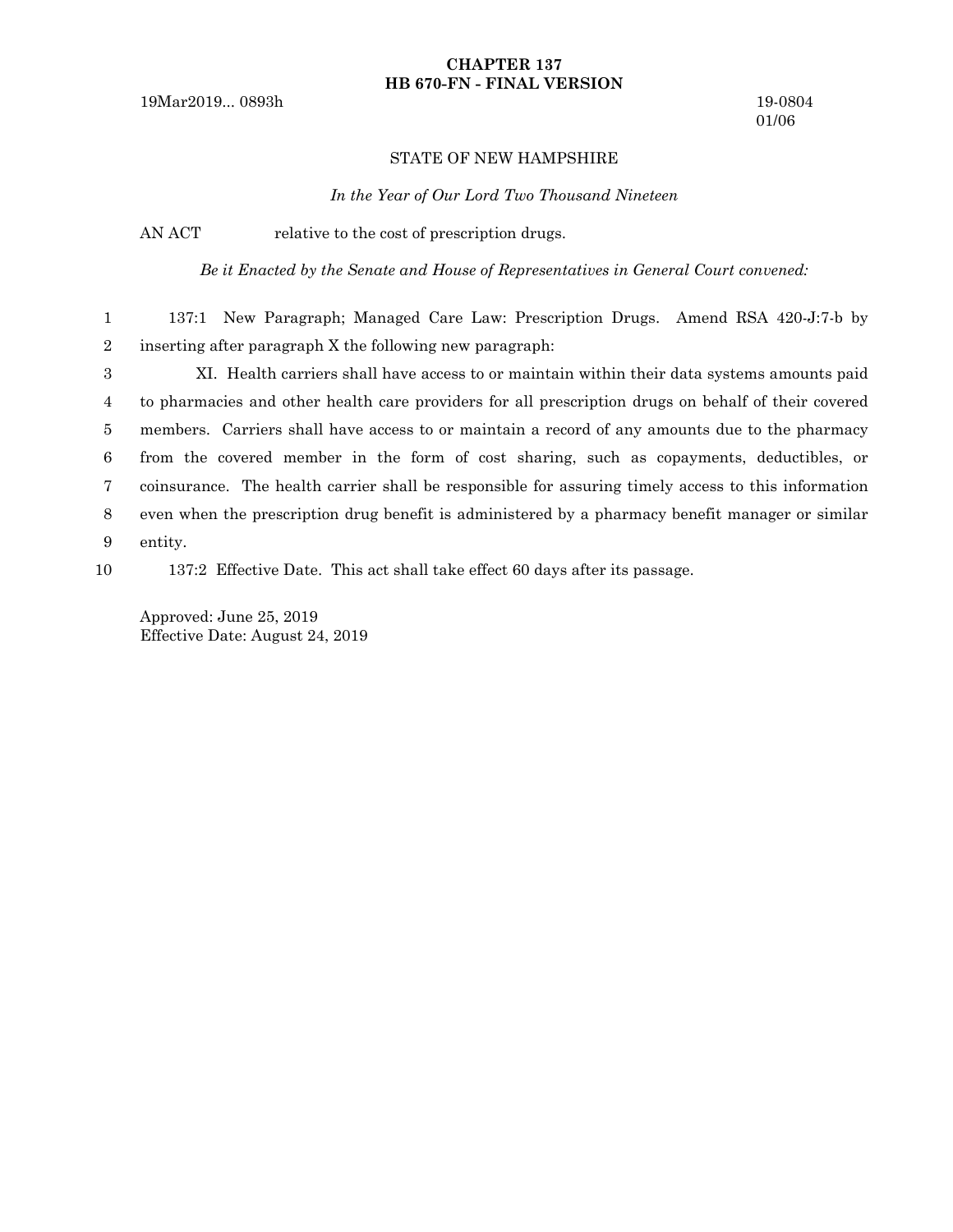**CHAPTER 137**
**HB 670-FN - FINAL VERSION**

19Mar2019... 0893h

19-0804
01/06

STATE OF NEW HAMPSHIRE

*In the Year of Our Lord Two Thousand Nineteen*

AN ACT relative to the cost of prescription drugs.

*Be it Enacted by the Senate and House of Representatives in General Court convened:*

137:1 New Paragraph; Managed Care Law: Prescription Drugs. Amend RSA 420-J:7-b by inserting after paragraph X the following new paragraph:

XI. Health carriers shall have access to or maintain within their data systems amounts paid to pharmacies and other health care providers for all prescription drugs on behalf of their covered members. Carriers shall have access to or maintain a record of any amounts due to the pharmacy from the covered member in the form of cost sharing, such as copayments, deductibles, or coinsurance. The health carrier shall be responsible for assuring timely access to this information even when the prescription drug benefit is administered by a pharmacy benefit manager or similar entity.

137:2 Effective Date. This act shall take effect 60 days after its passage.

Approved: June 25, 2019
Effective Date: August 24, 2019